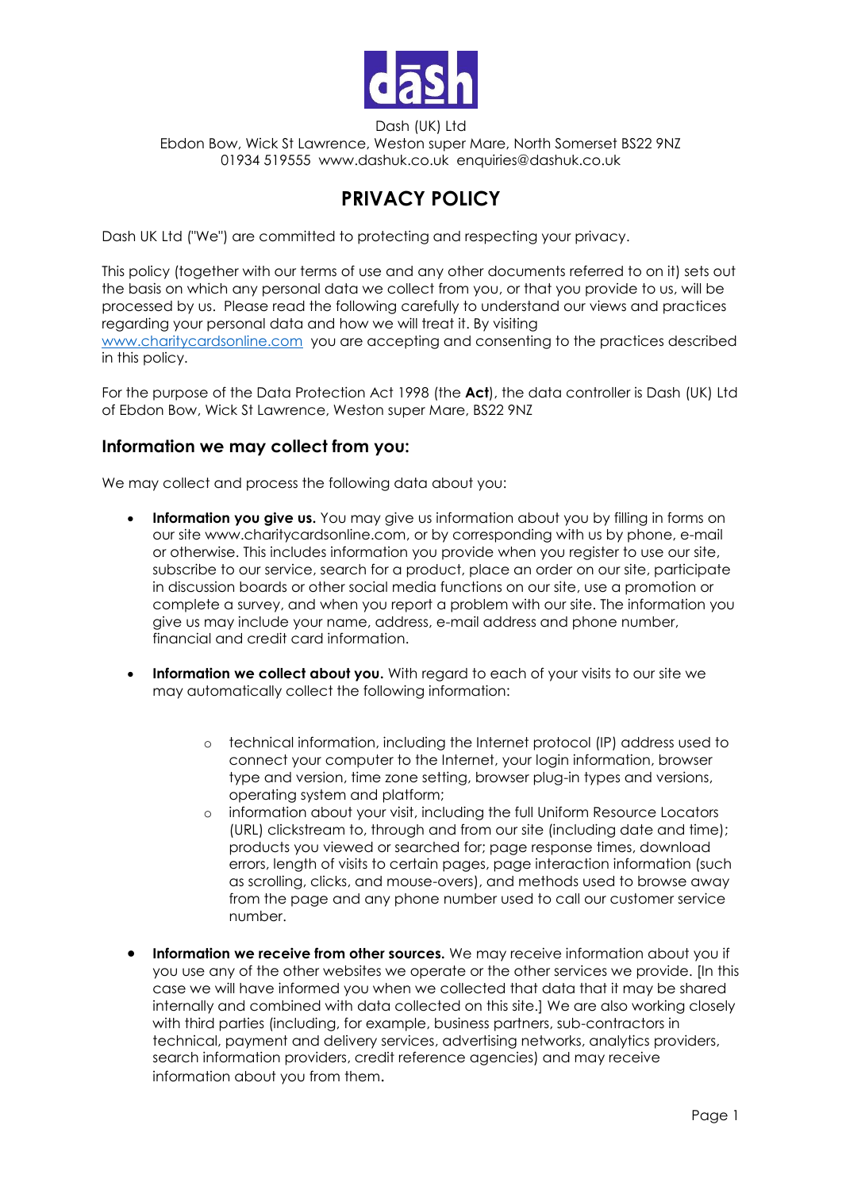Dash (UK) Ltd
Ebdon Bow, Wick St Lawrence, Weston super Mare, North Somerset BS22 9NZ
01934 519555 www.dashuk.co.uk enquiries@dashuk.co.uk

# PRIVACY POLICY

Dash UK Ltd ("We") are committed to protecting and respecting your privacy.

This policy (together with our terms of use and any other documents referred to on it) sets out the basis on which any personal data we collect from you, or that you provide to us, will be processed by us. Please read the following carefully to understand our views and practices regarding your personal data and how we will treat it. By visiting www.charitycardsonline.com you are accepting and consenting to the practices described in this policy.

For the purpose of the Data Protection Act 1998 (the **Act**), the data controller is Dash (UK) Ltd of Ebdon Bow, Wick St Lawrence, Weston super Mare, BS22 9NZ

## Information we may collect from you:

We may collect and process the following data about you:

- **Information you give us.** You may give us information about you by filling in forms on our site www.charitycardsonline.com, or by corresponding with us by phone, e-mail or otherwise. This includes information you provide when you register to use our site, subscribe to our service, search for a product, place an order on our site, participate in discussion boards or other social media functions on our site, use a promotion or complete a survey, and when you report a problem with our site. The information you give us may include your name, address, e-mail address and phone number, financial and credit card information.

- **Information we collect about you.** With regard to each of your visits to our site we may automatically collect the following information:

    - technical information, including the Internet protocol (IP) address used to connect your computer to the Internet, your login information, browser type and version, time zone setting, browser plug-in types and versions, operating system and platform;
    - information about your visit, including the full Uniform Resource Locators (URL) clickstream to, through and from our site (including date and time); products you viewed or searched for; page response times, download errors, length of visits to certain pages, page interaction information (such as scrolling, clicks, and mouse-overs), and methods used to browse away from the page and any phone number used to call our customer service number.

- **Information we receive from other sources.** We may receive information about you if you use any of the other websites we operate or the other services we provide. [In this case we will have informed you when we collected that data that it may be shared internally and combined with data collected on this site.] We are also working closely with third parties (including, for example, business partners, sub-contractors in technical, payment and delivery services, advertising networks, analytics providers, search information providers, credit reference agencies) and may receive information about you from them.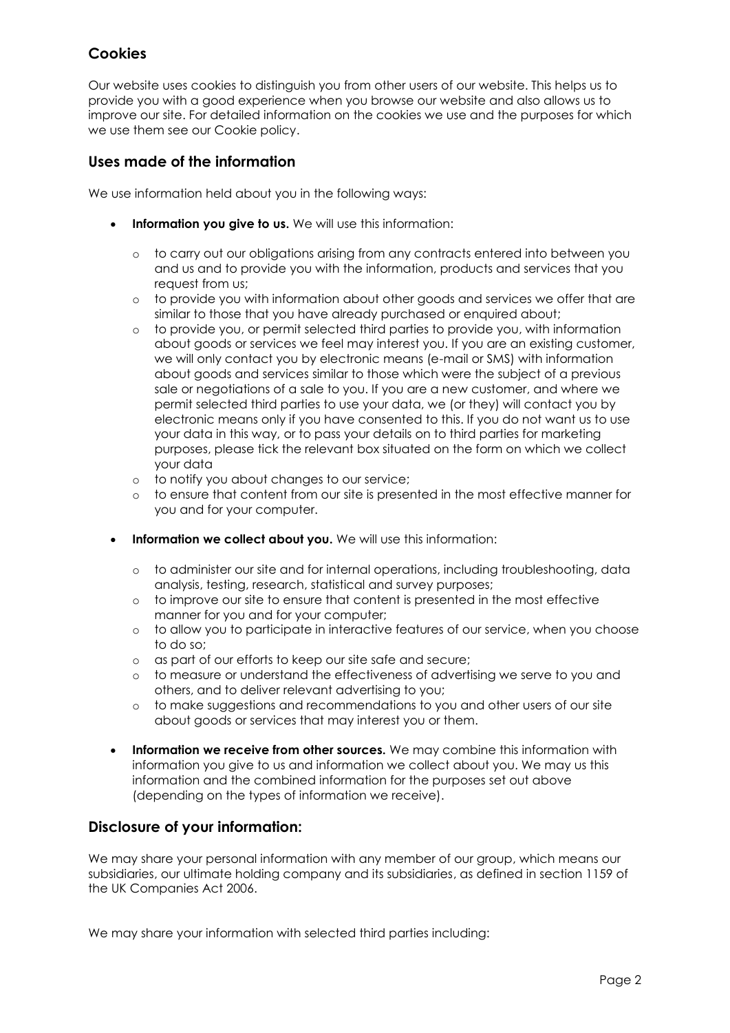## Cookies

Our website uses cookies to distinguish you from other users of our website. This helps us to provide you with a good experience when you browse our website and also allows us to improve our site. For detailed information on the cookies we use and the purposes for which we use them see our Cookie policy.

## Uses made of the information

We use information held about you in the following ways:

- **Information you give to us.** We will use this information:
  - to carry out our obligations arising from any contracts entered into between you and us and to provide you with the information, products and services that you request from us;
  - to provide you with information about other goods and services we offer that are similar to those that you have already purchased or enquired about;
  - to provide you, or permit selected third parties to provide you, with information about goods or services we feel may interest you. If you are an existing customer, we will only contact you by electronic means (e-mail or SMS) with information about goods and services similar to those which were the subject of a previous sale or negotiations of a sale to you. If you are a new customer, and where we permit selected third parties to use your data, we (or they) will contact you by electronic means only if you have consented to this. If you do not want us to use your data in this way, or to pass your details on to third parties for marketing purposes, please tick the relevant box situated on the form on which we collect your data
  - to notify you about changes to our service;
  - to ensure that content from our site is presented in the most effective manner for you and for your computer.
- **Information we collect about you.** We will use this information:
  - to administer our site and for internal operations, including troubleshooting, data analysis, testing, research, statistical and survey purposes;
  - to improve our site to ensure that content is presented in the most effective manner for you and for your computer;
  - to allow you to participate in interactive features of our service, when you choose to do so;
  - as part of our efforts to keep our site safe and secure;
  - to measure or understand the effectiveness of advertising we serve to you and others, and to deliver relevant advertising to you;
  - to make suggestions and recommendations to you and other users of our site about goods or services that may interest you or them.
- **Information we receive from other sources.** We may combine this information with information you give to us and information we collect about you. We may us this information and the combined information for the purposes set out above (depending on the types of information we receive).

## Disclosure of your information:

We may share your personal information with any member of our group, which means our subsidiaries, our ultimate holding company and its subsidiaries, as defined in section 1159 of the UK Companies Act 2006.

We may share your information with selected third parties including: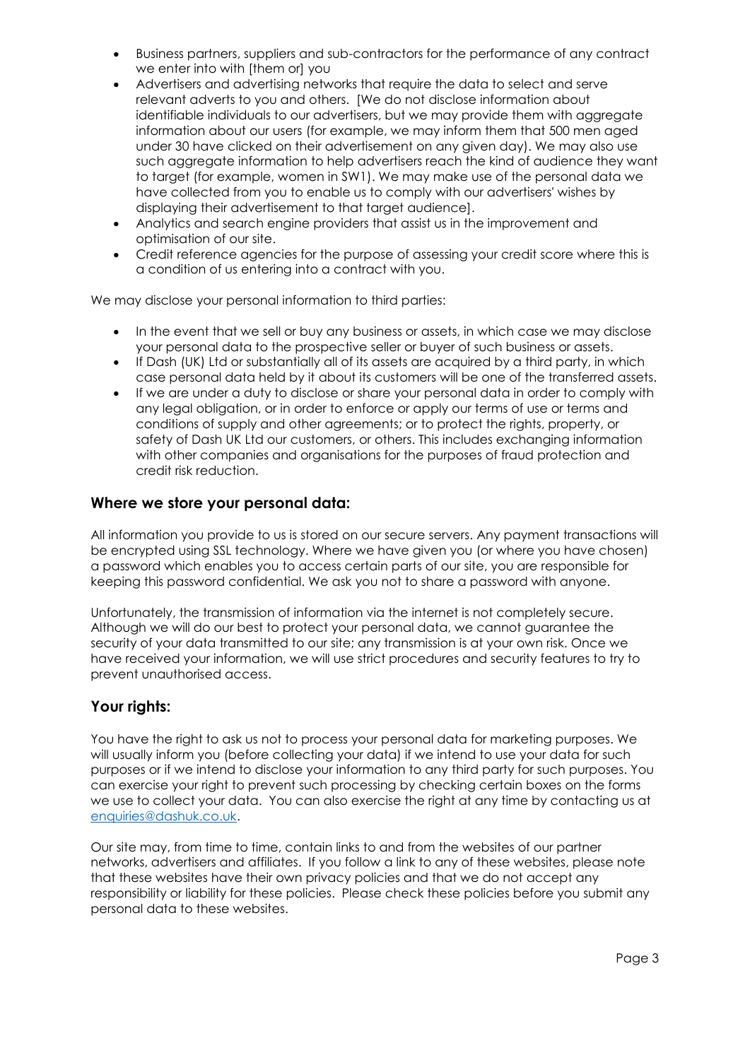- Business partners, suppliers and sub-contractors for the performance of any contract we enter into with [them or] you
- Advertisers and advertising networks that require the data to select and serve relevant adverts to you and others. [We do not disclose information about identifiable individuals to our advertisers, but we may provide them with aggregate information about our users (for example, we may inform them that 500 men aged under 30 have clicked on their advertisement on any given day). We may also use such aggregate information to help advertisers reach the kind of audience they want to target (for example, women in SW1). We may make use of the personal data we have collected from you to enable us to comply with our advertisers' wishes by displaying their advertisement to that target audience].
- Analytics and search engine providers that assist us in the improvement and optimisation of our site.
- Credit reference agencies for the purpose of assessing your credit score where this is a condition of us entering into a contract with you.

We may disclose your personal information to third parties:

- In the event that we sell or buy any business or assets, in which case we may disclose your personal data to the prospective seller or buyer of such business or assets.
- If Dash (UK) Ltd or substantially all of its assets are acquired by a third party, in which case personal data held by it about its customers will be one of the transferred assets.
- If we are under a duty to disclose or share your personal data in order to comply with any legal obligation, or in order to enforce or apply our terms of use or terms and conditions of supply and other agreements; or to protect the rights, property, or safety of Dash UK Ltd our customers, or others. This includes exchanging information with other companies and organisations for the purposes of fraud protection and credit risk reduction.

## Where we store your personal data:

All information you provide to us is stored on our secure servers. Any payment transactions will be encrypted using SSL technology. Where we have given you (or where you have chosen) a password which enables you to access certain parts of our site, you are responsible for keeping this password confidential. We ask you not to share a password with anyone.

Unfortunately, the transmission of information via the internet is not completely secure. Although we will do our best to protect your personal data, we cannot guarantee the security of your data transmitted to our site; any transmission is at your own risk. Once we have received your information, we will use strict procedures and security features to try to prevent unauthorised access.

## Your rights:

You have the right to ask us not to process your personal data for marketing purposes. We will usually inform you (before collecting your data) if we intend to use your data for such purposes or if we intend to disclose your information to any third party for such purposes. You can exercise your right to prevent such processing by checking certain boxes on the forms we use to collect your data. You can also exercise the right at any time by contacting us at enquiries@dashuk.co.uk.

Our site may, from time to time, contain links to and from the websites of our partner networks, advertisers and affiliates. If you follow a link to any of these websites, please note that these websites have their own privacy policies and that we do not accept any responsibility or liability for these policies. Please check these policies before you submit any personal data to these websites.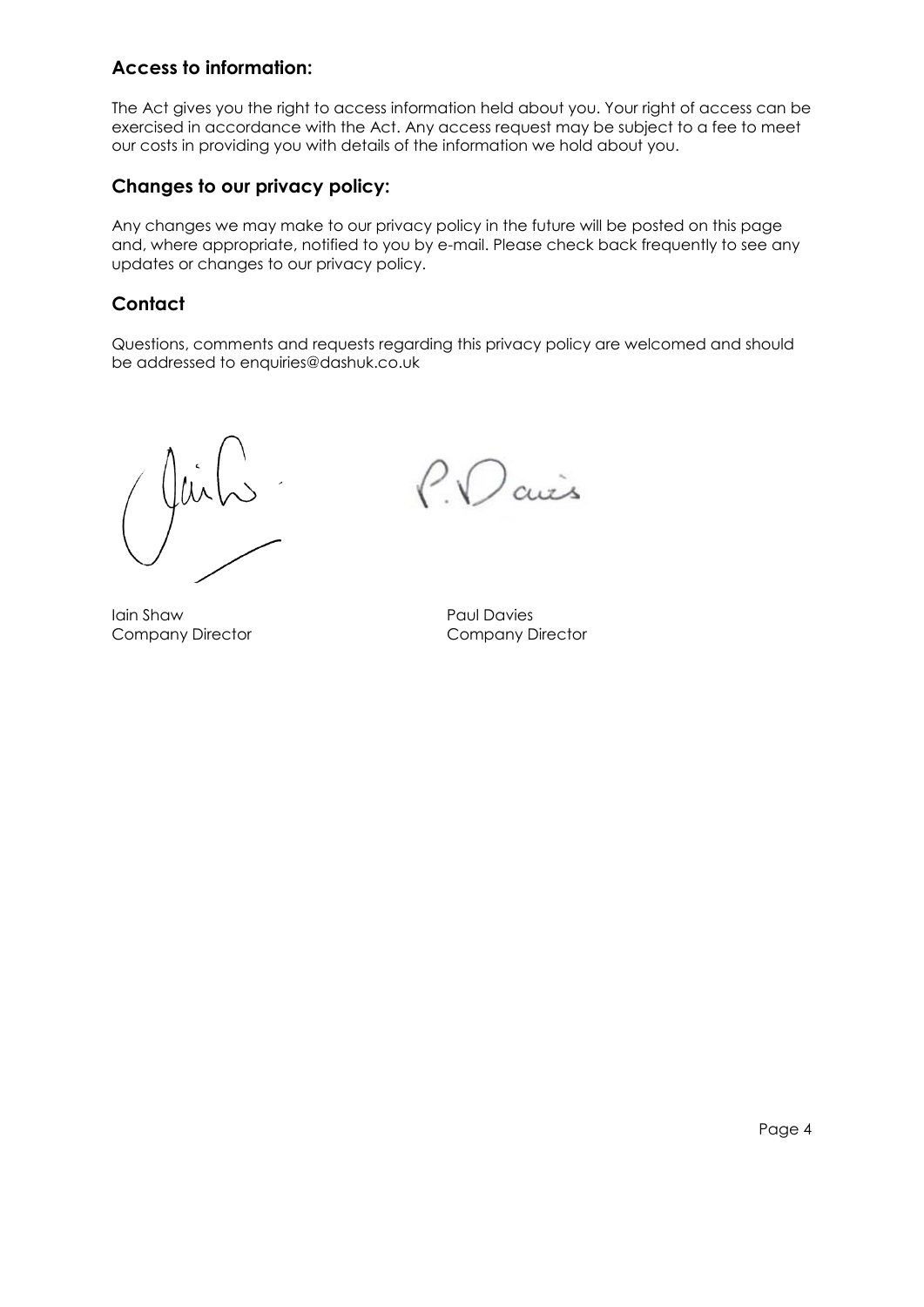## Access to information:

The Act gives you the right to access information held about you. Your right of access can be exercised in accordance with the Act. Any access request may be subject to a fee to meet our costs in providing you with details of the information we hold about you.

## Changes to our privacy policy:

Any changes we may make to our privacy policy in the future will be posted on this page and, where appropriate, notified to you by e-mail. Please check back frequently to see any updates or changes to our privacy policy.

## Contact

Questions, comments and requests regarding this privacy policy are welcomed and should be addressed to enquiries@dashuk.co.uk

Iain Shaw
Company Director

Paul Davies
Company Director